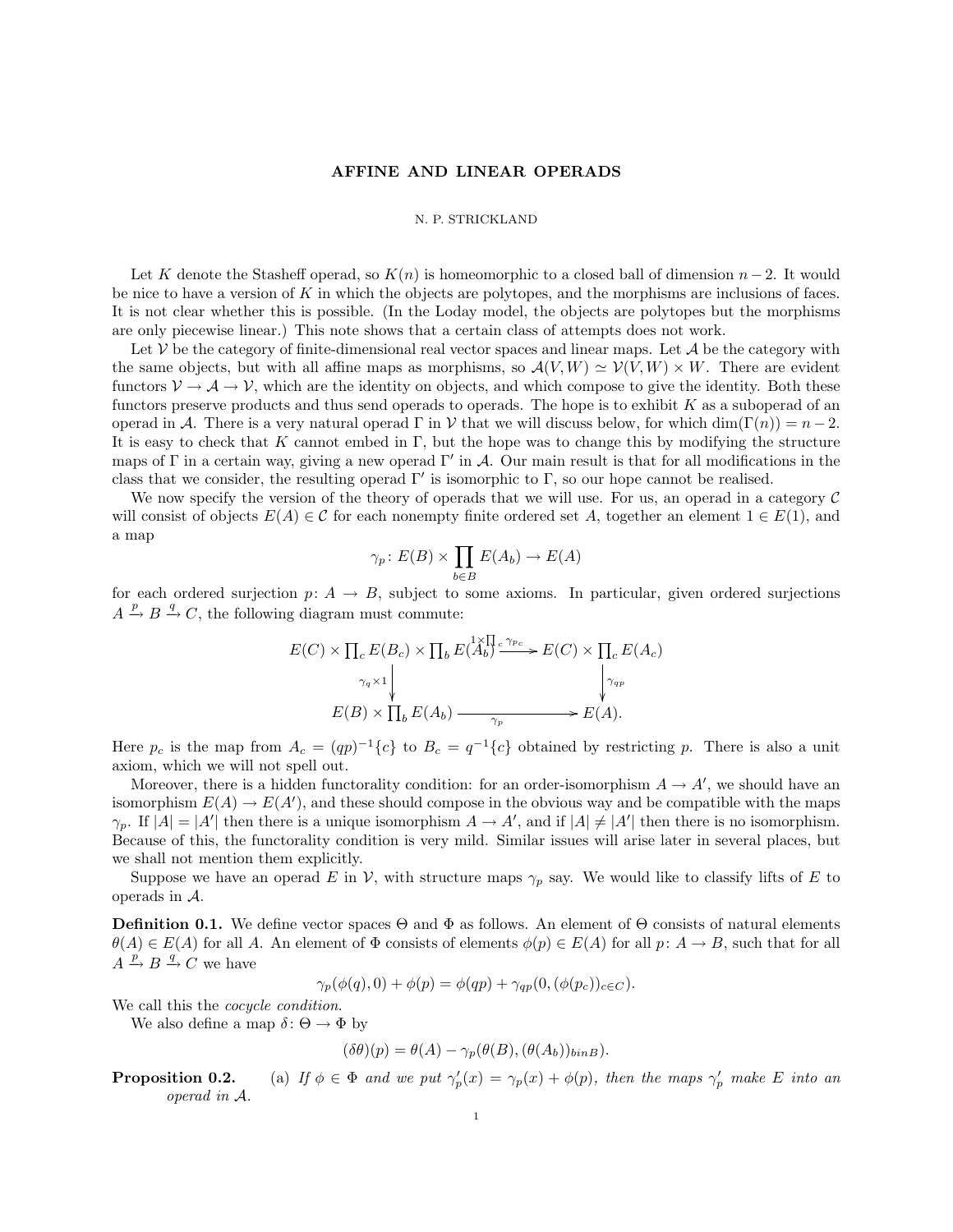# AFFINE AND LINEAR OPERADS

N. P. STRICKLAND

Let $K$ denote the Stasheff operad, so $K(n)$ is homeomorphic to a closed ball of dimension $n-2$. It would be nice to have a version of $K$ in which the objects are polytopes, and the morphisms are inclusions of faces. It is not clear whether this is possible. (In the Loday model, the objects are polytopes but the morphisms are only piecewise linear.) This note shows that a certain class of attempts does not work.

Let $\mathcal{V}$ be the category of finite-dimensional real vector spaces and linear maps. Let $\mathcal{A}$ be the category with the same objects, but with all affine maps as morphisms, so $\mathcal{A}(V,W) \simeq \mathcal{V}(V,W) \times W$. There are evident functors $\mathcal{V} \to \mathcal{A} \to \mathcal{V}$, which are the identity on objects, and which compose to give the identity. Both these functors preserve products and thus send operads to operads. The hope is to exhibit $K$ as a suboperad of an operad in $\mathcal{A}$. There is a very natural operad $\Gamma$ in $\mathcal{V}$ that we will discuss below, for which $\dim(\Gamma(n)) = n-2$. It is easy to check that $K$ cannot embed in $\Gamma$, but the hope was to change this by modifying the structure maps of $\Gamma$ in a certain way, giving a new operad $\Gamma'$ in $\mathcal{A}$. Our main result is that for all modifications in the class that we consider, the resulting operad $\Gamma'$ is isomorphic to $\Gamma$, so our hope cannot be realised.

We now specify the version of the theory of operads that we will use. For us, an operad in a category $\mathcal{C}$ will consist of objects $E(A) \in \mathcal{C}$ for each nonempty finite ordered set $A$, together an element $1 \in E(1)$, and a map

$$\gamma_p \colon E(B) \times \prod_{b \in B} E(A_b) \to E(A)$$

for each ordered surjection $p\colon A \to B$, subject to some axioms. In particular, given ordered surjections $A \xrightarrow{p} B \xrightarrow{q} C$, the following diagram must commute:

$$\begin{array}{ccc}
E(C) \times \prod_c E(B_c) \times \prod_b E(A_b) & \xrightarrow{1 \times \prod_c \gamma_{p_c}} & E(C) \times \prod_c E(A_c) \\
\downarrow{\scriptstyle \gamma_q \times 1} & & \downarrow{\scriptstyle \gamma_{qp}} \\
E(B) \times \prod_b E(A_b) & \xrightarrow[\gamma_p]{} & E(A).
\end{array}$$

Here $p_c$ is the map from $A_c = (qp)^{-1}\{c\}$ to $B_c = q^{-1}\{c\}$ obtained by restricting $p$. There is also a unit axiom, which we will not spell out.

Moreover, there is a hidden functorality condition: for an order-isomorphism $A \to A'$, we should have an isomorphism $E(A) \to E(A')$, and these should compose in the obvious way and be compatible with the maps $\gamma_p$. If $|A| = |A'|$ then there is a unique isomorphism $A \to A'$, and if $|A| \neq |A'|$ then there is no isomorphism. Because of this, the functorality condition is very mild. Similar issues will arise later in several places, but we shall not mention them explicitly.

Suppose we have an operad $E$ in $\mathcal{V}$, with structure maps $\gamma_p$ say. We would like to classify lifts of $E$ to operads in $\mathcal{A}$.

**Definition 0.1.** We define vector spaces $\Theta$ and $\Phi$ as follows. An element of $\Theta$ consists of natural elements $\theta(A) \in E(A)$ for all $A$. An element of $\Phi$ consists of elements $\phi(p) \in E(A)$ for all $p\colon A \to B$, such that for all $A \xrightarrow{p} B \xrightarrow{q} C$ we have

$$\gamma_p(\phi(q), 0) + \phi(p) = \phi(qp) + \gamma_{qp}(0, (\phi(p_c))_{c \in C}).$$

We call this the *cocycle condition*.

We also define a map $\delta\colon \Theta \to \Phi$ by

$$(\delta\theta)(p) = \theta(A) - \gamma_p(\theta(B), (\theta(A_b))_{binB}).$$

**Proposition 0.2.** (a) *If $\phi \in \Phi$ and we put $\gamma'_p(x) = \gamma_p(x) + \phi(p)$, then the maps $\gamma'_p$ make $E$ into an operad in $\mathcal{A}$.*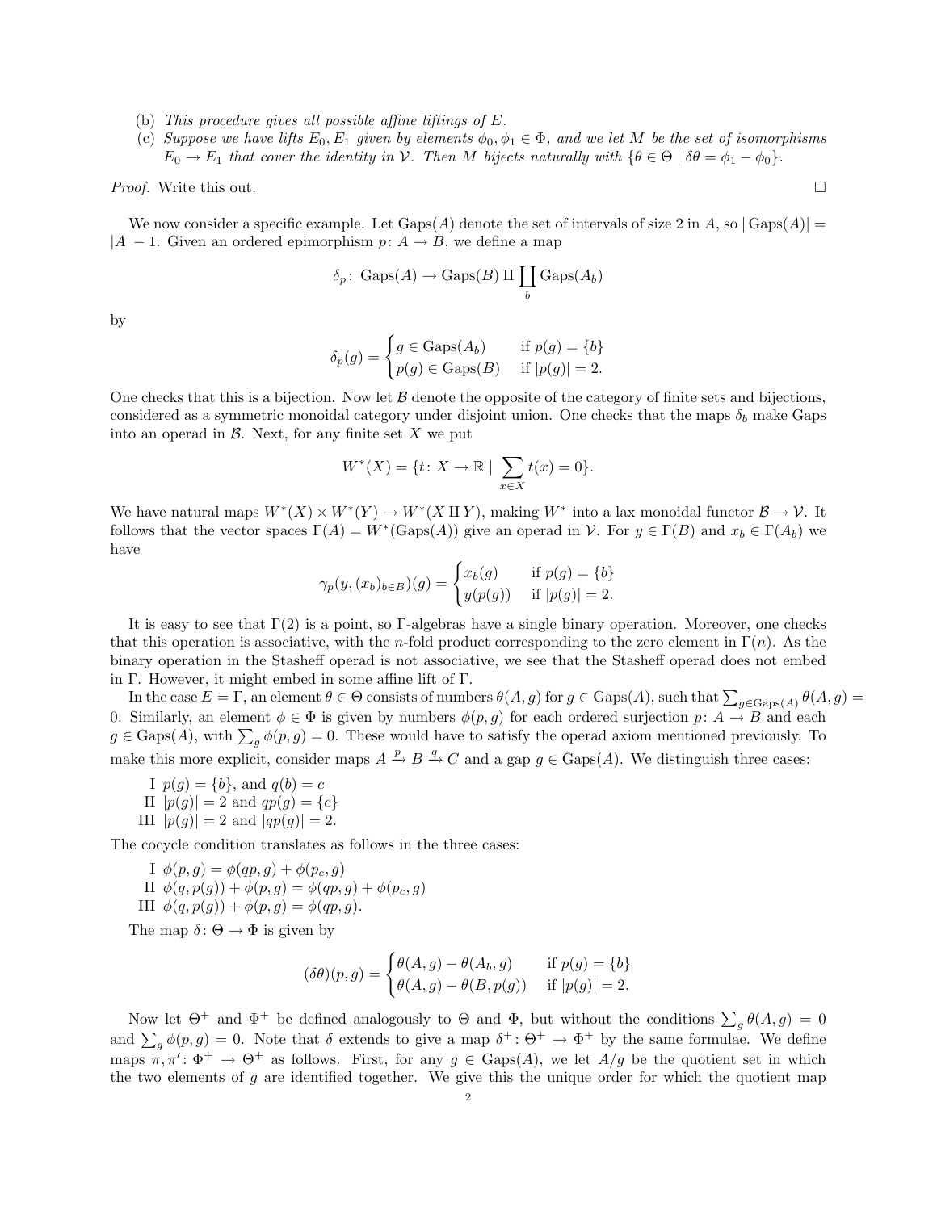(b) *This procedure gives all possible affine liftings of $E$.*

(c) *Suppose we have lifts $E_0, E_1$ given by elements $\phi_0, \phi_1 \in \Phi$, and we let $M$ be the set of isomorphisms $E_0 \to E_1$ that cover the identity in $\mathcal{V}$. Then $M$ bijects naturally with $\{\theta \in \Theta \mid \delta\theta = \phi_1 - \phi_0\}$.*

*Proof.* Write this out. □

We now consider a specific example. Let $\mathrm{Gaps}(A)$ denote the set of intervals of size 2 in $A$, so $|\mathrm{Gaps}(A)| = |A| - 1$. Given an ordered epimorphism $p\colon A \to B$, we define a map

$$\delta_p\colon \mathrm{Gaps}(A) \to \mathrm{Gaps}(B) \amalg \coprod_b \mathrm{Gaps}(A_b)$$

by

$$\delta_p(g) = \begin{cases} g \in \mathrm{Gaps}(A_b) & \text{if } p(g) = \{b\} \\ p(g) \in \mathrm{Gaps}(B) & \text{if } |p(g)| = 2. \end{cases}$$

One checks that this is a bijection. Now let $\mathcal{B}$ denote the opposite of the category of finite sets and bijections, considered as a symmetric monoidal category under disjoint union. One checks that the maps $\delta_b$ make Gaps into an operad in $\mathcal{B}$. Next, for any finite set $X$ we put

$$W^*(X) = \{t\colon X \to \mathbb{R} \mid \sum_{x \in X} t(x) = 0\}.$$

We have natural maps $W^*(X) \times W^*(Y) \to W^*(X \amalg Y)$, making $W^*$ into a lax monoidal functor $\mathcal{B} \to \mathcal{V}$. It follows that the vector spaces $\Gamma(A) = W^*(\mathrm{Gaps}(A))$ give an operad in $\mathcal{V}$. For $y \in \Gamma(B)$ and $x_b \in \Gamma(A_b)$ we have

$$\gamma_p(y, (x_b)_{b\in B})(g) = \begin{cases} x_b(g) & \text{if } p(g) = \{b\} \\ y(p(g)) & \text{if } |p(g)| = 2. \end{cases}$$

It is easy to see that $\Gamma(2)$ is a point, so $\Gamma$-algebras have a single binary operation. Moreover, one checks that this operation is associative, with the $n$-fold product corresponding to the zero element in $\Gamma(n)$. As the binary operation in the Stasheff operad is not associative, we see that the Stasheff operad does not embed in $\Gamma$. However, it might embed in some affine lift of $\Gamma$.

In the case $E = \Gamma$, an element $\theta \in \Theta$ consists of numbers $\theta(A, g)$ for $g \in \mathrm{Gaps}(A)$, such that $\sum_{g \in \mathrm{Gaps}(A)} \theta(A, g) = 0$. Similarly, an element $\phi \in \Phi$ is given by numbers $\phi(p, g)$ for each ordered surjection $p\colon A \to B$ and each $g \in \mathrm{Gaps}(A)$, with $\sum_g \phi(p, g) = 0$. These would have to satisfy the operad axiom mentioned previously. To make this more explicit, consider maps $A \xrightarrow{p} B \xrightarrow{q} C$ and a gap $g \in \mathrm{Gaps}(A)$. We distinguish three cases:

I $p(g) = \{b\}$, and $q(b) = c$

II $|p(g)| = 2$ and $qp(g) = \{c\}$

III $|p(g)| = 2$ and $|qp(g)| = 2$.

The cocycle condition translates as follows in the three cases:

I $\phi(p, g) = \phi(qp, g) + \phi(p_c, g)$

II $\phi(q, p(g)) + \phi(p, g) = \phi(qp, g) + \phi(p_c, g)$

III $\phi(q, p(g)) + \phi(p, g) = \phi(qp, g)$.

The map $\delta\colon \Theta \to \Phi$ is given by

$$(\delta\theta)(p, g) = \begin{cases} \theta(A, g) - \theta(A_b, g) & \text{if } p(g) = \{b\} \\ \theta(A, g) - \theta(B, p(g)) & \text{if } |p(g)| = 2. \end{cases}$$

Now let $\Theta^+$ and $\Phi^+$ be defined analogously to $\Theta$ and $\Phi$, but without the conditions $\sum_g \theta(A, g) = 0$ and $\sum_g \phi(p, g) = 0$. Note that $\delta$ extends to give a map $\delta^+\colon \Theta^+ \to \Phi^+$ by the same formulae. We define maps $\pi, \pi'\colon \Phi^+ \to \Theta^+$ as follows. First, for any $g \in \mathrm{Gaps}(A)$, we let $A/g$ be the quotient set in which the two elements of $g$ are identified together. We give this the unique order for which the quotient map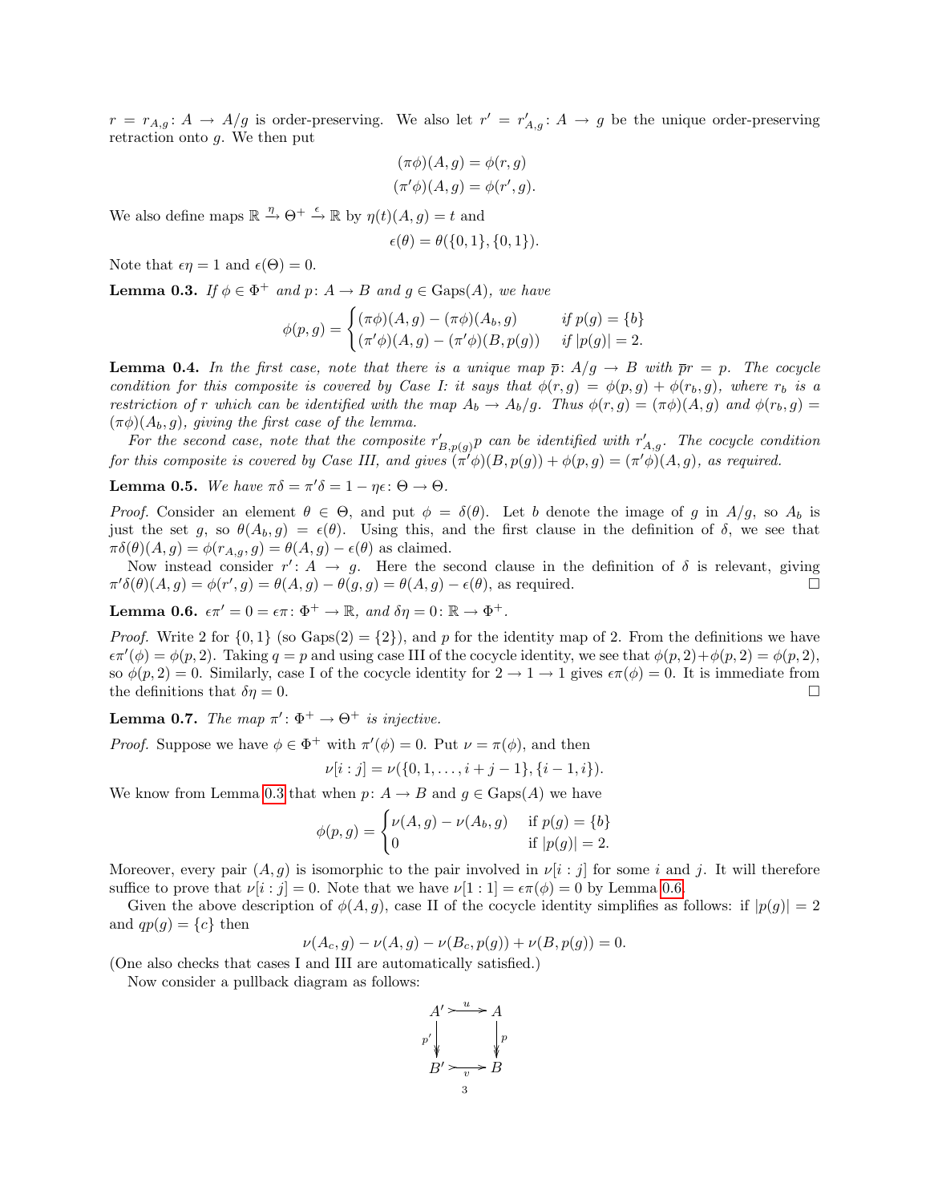$r = r_{A,g}\colon A \to A/g$ is order-preserving. We also let $r' = r'_{A,g}\colon A \to g$ be the unique order-preserving retraction onto $g$. We then put

$$(\pi\phi)(A,g) = \phi(r,g)$$
$$(\pi'\phi)(A,g) = \phi(r',g).$$

We also define maps $\mathbb{R} \xrightarrow{\eta} \Theta^+ \xrightarrow{\epsilon} \mathbb{R}$ by $\eta(t)(A,g) = t$ and

$$\epsilon(\theta) = \theta(\{0,1\},\{0,1\}).$$

Note that $\epsilon\eta = 1$ and $\epsilon(\Theta) = 0$.

**Lemma 0.3.** *If $\phi \in \Phi^+$ and $p\colon A \to B$ and $g \in \mathrm{Gaps}(A)$, we have*

$$\phi(p,g) = \begin{cases} (\pi\phi)(A,g) - (\pi\phi)(A_b,g) & \text{if } p(g) = \{b\} \\ (\pi'\phi)(A,g) - (\pi'\phi)(B,p(g)) & \text{if } |p(g)| = 2. \end{cases}$$

**Lemma 0.4.** *In the first case, note that there is a unique map $\overline{p}\colon A/g \to B$ with $\overline{p}r = p$. The cocycle condition for this composite is covered by Case I: it says that $\phi(r,g) = \phi(p,g) + \phi(r_b,g)$, where $r_b$ is a restriction of $r$ which can be identified with the map $A_b \to A_b/g$. Thus $\phi(r,g) = (\pi\phi)(A,g)$ and $\phi(r_b,g) = (\pi\phi)(A_b,g)$, giving the first case of the lemma.*

*For the second case, note that the composite $r'_{B,p(g)}p$ can be identified with $r'_{A,g}$. The cocycle condition for this composite is covered by Case III, and gives $(\pi'\phi)(B,p(g)) + \phi(p,g) = (\pi'\phi)(A,g)$, as required.*

**Lemma 0.5.** *We have $\pi\delta = \pi'\delta = 1 - \eta\epsilon\colon \Theta \to \Theta$.*

*Proof.* Consider an element $\theta \in \Theta$, and put $\phi = \delta(\theta)$. Let $b$ denote the image of $g$ in $A/g$, so $A_b$ is just the set $g$, so $\theta(A_b,g) = \epsilon(\theta)$. Using this, and the first clause in the definition of $\delta$, we see that $\pi\delta(\theta)(A,g) = \phi(r_{A,g},g) = \theta(A,g) - \epsilon(\theta)$ as claimed.

Now instead consider $r'\colon A \to g$. Here the second clause in the definition of $\delta$ is relevant, giving $\pi'\delta(\theta)(A,g) = \phi(r',g) = \theta(A,g) - \theta(g,g) = \theta(A,g) - \epsilon(\theta)$, as required. □

**Lemma 0.6.** *$\epsilon\pi' = 0 = \epsilon\pi\colon \Phi^+ \to \mathbb{R}$, and $\delta\eta = 0\colon \mathbb{R} \to \Phi^+$.*

*Proof.* Write 2 for $\{0,1\}$ (so $\mathrm{Gaps}(2) = \{2\}$), and $p$ for the identity map of 2. From the definitions we have $\epsilon\pi'(\phi) = \phi(p,2)$. Taking $q = p$ and using case III of the cocycle identity, we see that $\phi(p,2)+\phi(p,2) = \phi(p,2)$, so $\phi(p,2) = 0$. Similarly, case I of the cocycle identity for $2 \to 1 \to 1$ gives $\epsilon\pi(\phi) = 0$. It is immediate from the definitions that $\delta\eta = 0$. □

**Lemma 0.7.** *The map $\pi'\colon \Phi^+ \to \Theta^+$ is injective.*

*Proof.* Suppose we have $\phi \in \Phi^+$ with $\pi'(\phi) = 0$. Put $\nu = \pi(\phi)$, and then

$$\nu[i:j] = \nu(\{0,1,\dots,i+j-1\},\{i-1,i\}).$$

We know from Lemma 0.3 that when $p\colon A \to B$ and $g \in \mathrm{Gaps}(A)$ we have

$$\phi(p,g) = \begin{cases} \nu(A,g) - \nu(A_b,g) & \text{if } p(g) = \{b\} \\ 0 & \text{if } |p(g)| = 2. \end{cases}$$

Moreover, every pair $(A,g)$ is isomorphic to the pair involved in $\nu[i:j]$ for some $i$ and $j$. It will therefore suffice to prove that $\nu[i:j] = 0$. Note that we have $\nu[1:1] = \epsilon\pi(\phi) = 0$ by Lemma 0.6.

Given the above description of $\phi(A,g)$, case II of the cocycle identity simplifies as follows: if $|p(g)| = 2$ and $qp(g) = \{c\}$ then

$$\nu(A_c,g) - \nu(A,g) - \nu(B_c,p(g)) + \nu(B,p(g)) = 0.$$

(One also checks that cases I and III are automatically satisfied.)

Now consider a pullback diagram as follows:

$$\begin{array}{ccc} A' & \xrightarrow{u} & A \\ {\scriptstyle p'}\downarrow & & \downarrow{\scriptstyle p} \\ B' & \xrightarrow[v]{} & B \end{array}$$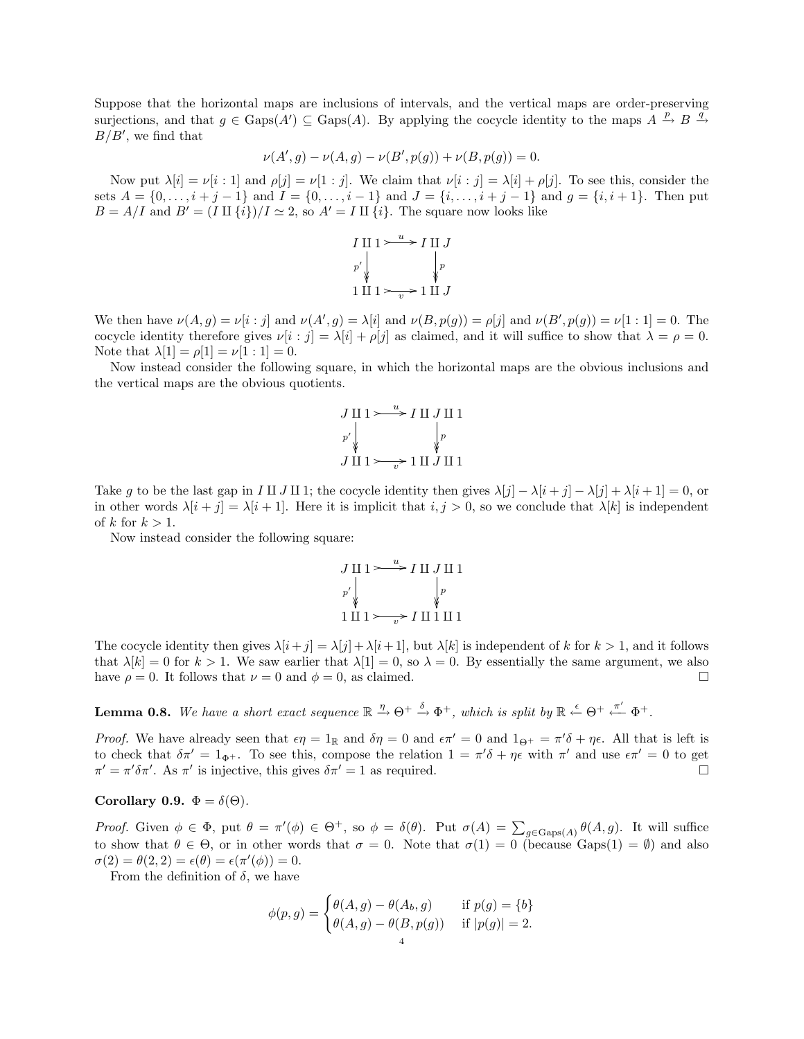Suppose that the horizontal maps are inclusions of intervals, and the vertical maps are order-preserving surjections, and that $g \in \mathrm{Gaps}(A') \subseteq \mathrm{Gaps}(A)$. By applying the cocycle identity to the maps $A \xrightarrow{p} B \xrightarrow{q} B/B'$, we find that

$$\nu(A', g) - \nu(A, g) - \nu(B', p(g)) + \nu(B, p(g)) = 0.$$

Now put $\lambda[i] = \nu[i:1]$ and $\rho[j] = \nu[1:j]$. We claim that $\nu[i:j] = \lambda[i] + \rho[j]$. To see this, consider the sets $A = \{0, \ldots, i+j-1\}$ and $I = \{0, \ldots, i-1\}$ and $J = \{i, \ldots, i+j-1\}$ and $g = \{i, i+1\}$. Then put $B = A/I$ and $B' = (I \amalg \{i\})/I \simeq 2$, so $A' = I \amalg \{i\}$. The square now looks like

$$\begin{array}{ccc} I \amalg 1 & \xrightarrow{u} & I \amalg J \\ {\scriptstyle p'}\downarrow & & \downarrow{\scriptstyle p} \\ 1 \amalg 1 & \xrightarrow[v]{} & 1 \amalg J \end{array}$$

We then have $\nu(A, g) = \nu[i:j]$ and $\nu(A', g) = \lambda[i]$ and $\nu(B, p(g)) = \rho[j]$ and $\nu(B', p(g)) = \nu[1:1] = 0$. The cocycle identity therefore gives $\nu[i:j] = \lambda[i] + \rho[j]$ as claimed, and it will suffice to show that $\lambda = \rho = 0$. Note that $\lambda[1] = \rho[1] = \nu[1:1] = 0$.

Now instead consider the following square, in which the horizontal maps are the obvious inclusions and the vertical maps are the obvious quotients.

$$\begin{array}{ccc} J \amalg 1 & \xrightarrow{u} & I \amalg J \amalg 1 \\ {\scriptstyle p'}\downarrow & & \downarrow{\scriptstyle p} \\ J \amalg 1 & \xrightarrow[v]{} & 1 \amalg J \amalg 1 \end{array}$$

Take $g$ to be the last gap in $I \amalg J \amalg 1$; the cocycle identity then gives $\lambda[j] - \lambda[i+j] - \lambda[j] + \lambda[i+1] = 0$, or in other words $\lambda[i+j] = \lambda[i+1]$. Here it is implicit that $i, j > 0$, so we conclude that $\lambda[k]$ is independent of $k$ for $k > 1$.

Now instead consider the following square:

$$\begin{array}{ccc} J \amalg 1 & \xrightarrow{u} & I \amalg J \amalg 1 \\ {\scriptstyle p'}\downarrow & & \downarrow{\scriptstyle p} \\ 1 \amalg 1 & \xrightarrow[v]{} & I \amalg 1 \amalg 1 \end{array}$$

The cocycle identity then gives $\lambda[i+j] = \lambda[j] + \lambda[i+1]$, but $\lambda[k]$ is independent of $k$ for $k > 1$, and it follows that $\lambda[k] = 0$ for $k > 1$. We saw earlier that $\lambda[1] = 0$, so $\lambda = 0$. By essentially the same argument, we also have $\rho = 0$. It follows that $\nu = 0$ and $\phi = 0$, as claimed. □

**Lemma 0.8.** *We have a short exact sequence $\mathbb{R} \xrightarrow{\eta} \Theta^+ \xrightarrow{\delta} \Phi^+$, which is split by $\mathbb{R} \xleftarrow{\epsilon} \Theta^+ \xleftarrow{\pi'} \Phi^+$.*

*Proof.* We have already seen that $\epsilon\eta = 1_{\mathbb{R}}$ and $\delta\eta = 0$ and $\epsilon\pi' = 0$ and $1_{\Theta^+} = \pi'\delta + \eta\epsilon$. All that is left is to check that $\delta\pi' = 1_{\Phi^+}$. To see this, compose the relation $1 = \pi'\delta + \eta\epsilon$ with $\pi'$ and use $\epsilon\pi' = 0$ to get $\pi' = \pi'\delta\pi'$. As $\pi'$ is injective, this gives $\delta\pi' = 1$ as required. □

**Corollary 0.9.** $\Phi = \delta(\Theta)$.

*Proof.* Given $\phi \in \Phi$, put $\theta = \pi'(\phi) \in \Theta^+$, so $\phi = \delta(\theta)$. Put $\sigma(A) = \sum_{g \in \mathrm{Gaps}(A)} \theta(A, g)$. It will suffice to show that $\theta \in \Theta$, or in other words that $\sigma = 0$. Note that $\sigma(1) = 0$ (because $\mathrm{Gaps}(1) = \emptyset$) and also $\sigma(2) = \theta(2, 2) = \epsilon(\theta) = \epsilon(\pi'(\phi)) = 0$.

From the definition of $\delta$, we have

$$\phi(p, g) = \begin{cases} \theta(A, g) - \theta(A_b, g) & \text{if } p(g) = \{b\} \\ \theta(A, g) - \theta(B, p(g)) & \text{if } |p(g)| = 2. \end{cases}$$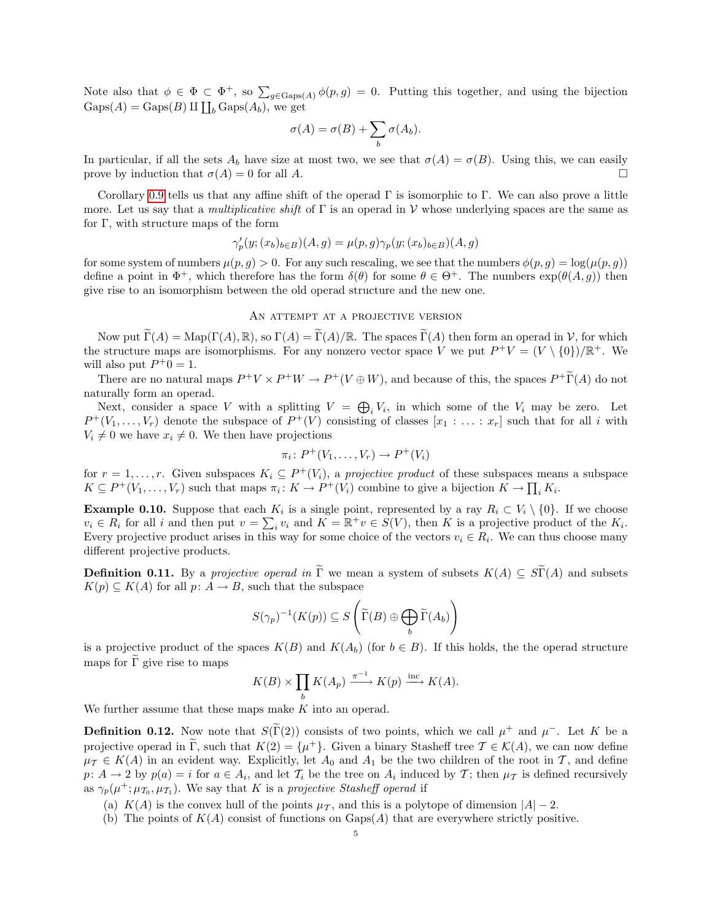Note also that $\phi \in \Phi \subset \Phi^+$, so $\sum_{g \in \mathrm{Gaps}(A)} \phi(p, g) = 0$. Putting this together, and using the bijection $\mathrm{Gaps}(A) = \mathrm{Gaps}(B) \amalg \coprod_b \mathrm{Gaps}(A_b)$, we get

$$\sigma(A) = \sigma(B) + \sum_b \sigma(A_b).$$

In particular, if all the sets $A_b$ have size at most two, we see that $\sigma(A) = \sigma(B)$. Using this, we can easily prove by induction that $\sigma(A) = 0$ for all $A$. □

Corollary 0.9 tells us that any affine shift of the operad $\Gamma$ is isomorphic to $\Gamma$. We can also prove a little more. Let us say that a *multiplicative shift* of $\Gamma$ is an operad in $\mathcal{V}$ whose underlying spaces are the same as for $\Gamma$, with structure maps of the form

$$\gamma'_p(y; (x_b)_{b \in B})(A, g) = \mu(p, g)\gamma_p(y; (x_b)_{b \in B})(A, g)$$

for some system of numbers $\mu(p, g) > 0$. For any such rescaling, we see that the numbers $\phi(p, g) = \log(\mu(p, g))$ define a point in $\Phi^+$, which therefore has the form $\delta(\theta)$ for some $\theta \in \Theta^+$. The numbers $\exp(\theta(A, g))$ then give rise to an isomorphism between the old operad structure and the new one.

## An attempt at a projective version

Now put $\widetilde{\Gamma}(A) = \mathrm{Map}(\Gamma(A), \mathbb{R})$, so $\Gamma(A) = \widetilde{\Gamma}(A)/\mathbb{R}$. The spaces $\widetilde{\Gamma}(A)$ then form an operad in $\mathcal{V}$, for which the structure maps are isomorphisms. For any nonzero vector space $V$ we put $P^+V = (V \setminus \{0\})/\mathbb{R}^+$. We will also put $P^+0 = 1$.

There are no natural maps $P^+V \times P^+W \to P^+(V \oplus W)$, and because of this, the spaces $P^+\widetilde{\Gamma}(A)$ do not naturally form an operad.

Next, consider a space $V$ with a splitting $V = \bigoplus_i V_i$, in which some of the $V_i$ may be zero. Let $P^+(V_1, \ldots, V_r)$ denote the subspace of $P^+(V)$ consisting of classes $[x_1 : \ldots : x_r]$ such that for all $i$ with $V_i \neq 0$ we have $x_i \neq 0$. We then have projections

$$\pi_i \colon P^+(V_1, \ldots, V_r) \to P^+(V_i)$$

for $r = 1, \ldots, r$. Given subspaces $K_i \subseteq P^+(V_i)$, a *projective product* of these subspaces means a subspace $K \subseteq P^+(V_1, \ldots, V_r)$ such that maps $\pi_i \colon K \to P^+(V_i)$ combine to give a bijection $K \to \prod_i K_i$.

**Example 0.10.** Suppose that each $K_i$ is a single point, represented by a ray $R_i \subset V_i \setminus \{0\}$. If we choose $v_i \in R_i$ for all $i$ and then put $v = \sum_i v_i$ and $K = \mathbb{R}^+ v \in S(V)$, then $K$ is a projective product of the $K_i$. Every projective product arises in this way for some choice of the vectors $v_i \in R_i$. We can thus choose many different projective products.

**Definition 0.11.** By a *projective operad in* $\widetilde{\Gamma}$ we mean a system of subsets $K(A) \subseteq S\widetilde{\Gamma}(A)$ and subsets $K(p) \subseteq K(A)$ for all $p \colon A \to B$, such that the subspace

$$S(\gamma_p)^{-1}(K(p)) \subseteq S\left(\widetilde{\Gamma}(B) \oplus \bigoplus_b \widetilde{\Gamma}(A_b)\right)$$

is a projective product of the spaces $K(B)$ and $K(A_b)$ (for $b \in B$). If this holds, the the operad structure maps for $\widetilde{\Gamma}$ give rise to maps

$$K(B) \times \prod_b K(A_p) \xrightarrow{\pi^{-1}} K(p) \xrightarrow{\mathrm{inc}} K(A).$$

We further assume that these maps make $K$ into an operad.

**Definition 0.12.** Now note that $S(\widetilde{\Gamma}(2))$ consists of two points, which we call $\mu^+$ and $\mu^-$. Let $K$ be a projective operad in $\widetilde{\Gamma}$, such that $K(2) = \{\mu^+\}$. Given a binary Stasheff tree $\mathcal{T} \in \mathcal{K}(A)$, we can now define $\mu_{\mathcal{T}} \in K(A)$ in an evident way. Explicitly, let $A_0$ and $A_1$ be the two children of the root in $\mathcal{T}$, and define $p \colon A \to 2$ by $p(a) = i$ for $a \in A_i$, and let $\mathcal{T}_i$ be the tree on $A_i$ induced by $\mathcal{T}$; then $\mu_{\mathcal{T}}$ is defined recursively as $\gamma_p(\mu^+; \mu_{\mathcal{T}_0}, \mu_{\mathcal{T}_1})$. We say that $K$ is a *projective Stasheff operad* if

(a) $K(A)$ is the convex hull of the points $\mu_{\mathcal{T}}$, and this is a polytope of dimension $|A| - 2$.
(b) The points of $K(A)$ consist of functions on $\mathrm{Gaps}(A)$ that are everywhere strictly positive.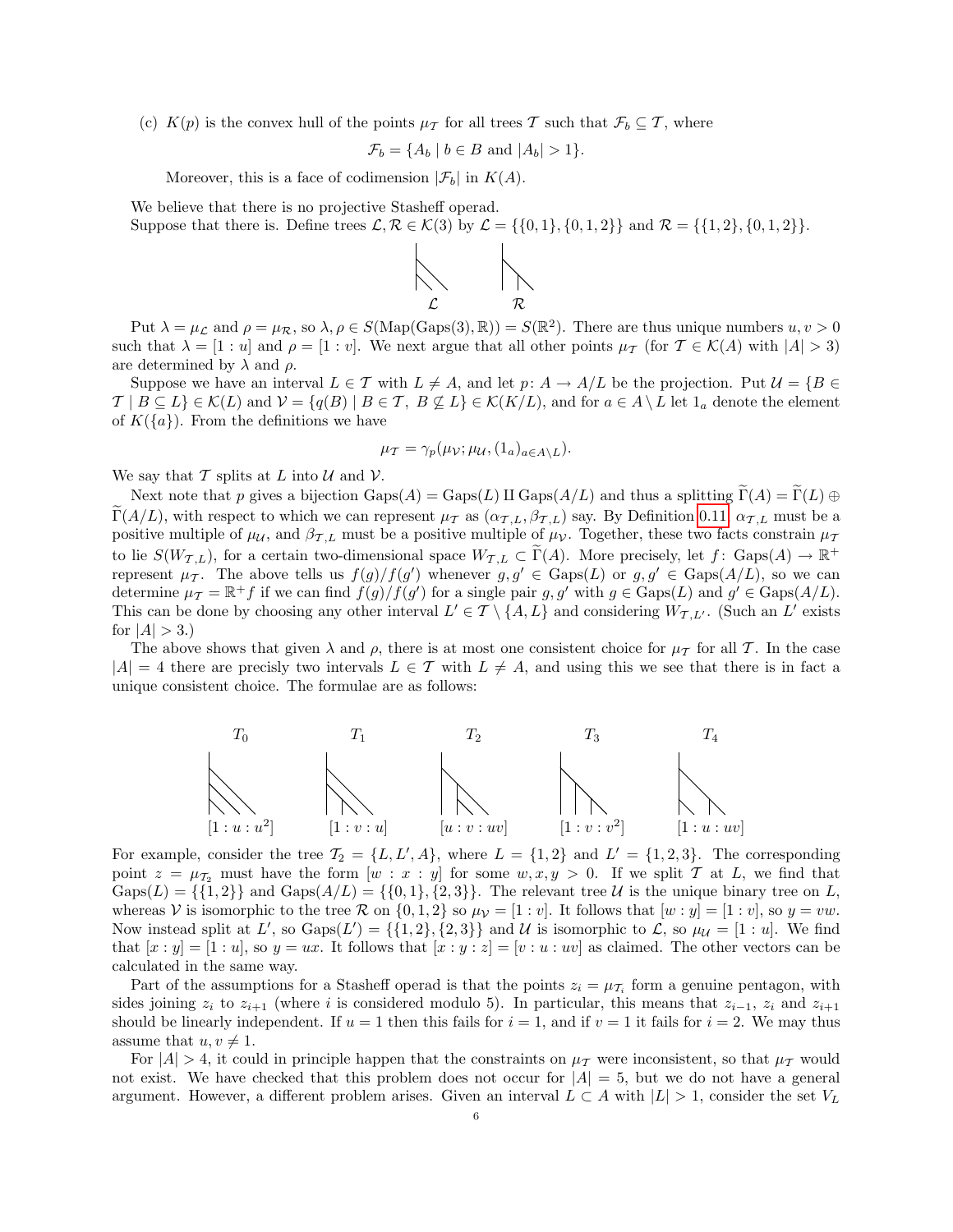(c) $K(p)$ is the convex hull of the points $\mu_{\mathcal{T}}$ for all trees $\mathcal{T}$ such that $\mathcal{F}_b \subseteq \mathcal{T}$, where

$$\mathcal{F}_b = \{A_b \mid b \in B \text{ and } |A_b| > 1\}.$$

Moreover, this is a face of codimension $|\mathcal{F}_b|$ in $K(A)$.

We believe that there is no projective Stasheff operad.

Suppose that there is. Define trees $\mathcal{L}, \mathcal{R} \in \mathcal{K}(3)$ by $\mathcal{L} = \{\{0,1\},\{0,1,2\}\}$ and $\mathcal{R} = \{\{1,2\},\{0,1,2\}\}$.

$\mathcal{L}$ $\mathcal{R}$

Put $\lambda = \mu_{\mathcal{L}}$ and $\rho = \mu_{\mathcal{R}}$, so $\lambda, \rho \in S(\mathrm{Map}(\mathrm{Gaps}(3),\mathbb{R})) = S(\mathbb{R}^2)$. There are thus unique numbers $u, v > 0$ such that $\lambda = [1 : u]$ and $\rho = [1 : v]$. We next argue that all other points $\mu_{\mathcal{T}}$ (for $\mathcal{T} \in \mathcal{K}(A)$ with $|A| > 3$) are determined by $\lambda$ and $\rho$.

Suppose we have an interval $L \in \mathcal{T}$ with $L \neq A$, and let $p \colon A \to A/L$ be the projection. Put $\mathcal{U} = \{B \in \mathcal{T} \mid B \subseteq L\} \in \mathcal{K}(L)$ and $\mathcal{V} = \{q(B) \mid B \in \mathcal{T},\ B \not\subseteq L\} \in \mathcal{K}(K/L)$, and for $a \in A \setminus L$ let $1_a$ denote the element of $K(\{a\})$. From the definitions we have

$$\mu_{\mathcal{T}} = \gamma_p(\mu_{\mathcal{V}}; \mu_{\mathcal{U}}, (1_a)_{a \in A\setminus L}).$$

We say that $\mathcal{T}$ splits at $L$ into $\mathcal{U}$ and $\mathcal{V}$.

Next note that $p$ gives a bijection $\mathrm{Gaps}(A) = \mathrm{Gaps}(L) \amalg \mathrm{Gaps}(A/L)$ and thus a splitting $\widetilde{\Gamma}(A) = \widetilde{\Gamma}(L) \oplus \widetilde{\Gamma}(A/L)$, with respect to which we can represent $\mu_{\mathcal{T}}$ as $(\alpha_{\mathcal{T},L}, \beta_{\mathcal{T},L})$ say. By Definition 0.11, $\alpha_{\mathcal{T},L}$ must be a positive multiple of $\mu_{\mathcal{U}}$, and $\beta_{\mathcal{T},L}$ must be a positive multiple of $\mu_{\mathcal{V}}$. Together, these two facts constrain $\mu_{\mathcal{T}}$ to lie $S(W_{\mathcal{T},L})$, for a certain two-dimensional space $W_{\mathcal{T},L} \subset \widetilde{\Gamma}(A)$. More precisely, let $f \colon \mathrm{Gaps}(A) \to \mathbb{R}^+$ represent $\mu_{\mathcal{T}}$. The above tells us $f(g)/f(g')$ whenever $g, g' \in \mathrm{Gaps}(L)$ or $g, g' \in \mathrm{Gaps}(A/L)$, so we can determine $\mu_{\mathcal{T}} = \mathbb{R}^+ f$ if we can find $f(g)/f(g')$ for a single pair $g, g'$ with $g \in \mathrm{Gaps}(L)$ and $g' \in \mathrm{Gaps}(A/L)$. This can be done by choosing any other interval $L' \in \mathcal{T} \setminus \{A, L\}$ and considering $W_{\mathcal{T},L'}$. (Such an $L'$ exists for $|A| > 3$.)

The above shows that given $\lambda$ and $\rho$, there is at most one consistent choice for $\mu_{\mathcal{T}}$ for all $\mathcal{T}$. In the case $|A| = 4$ there are precisely two intervals $L \in \mathcal{T}$ with $L \neq A$, and using this we see that there is in fact a unique consistent choice. The formulae are as follows:

| $T_0$ | $T_1$ | $T_2$ | $T_3$ | $T_4$ |
|---|---|---|---|---|
| $[1 : u : u^2]$ | $[1 : v : u]$ | $[u : v : uv]$ | $[1 : v : v^2]$ | $[1 : u : uv]$ |

For example, consider the tree $\mathcal{T}_2 = \{L, L', A\}$, where $L = \{1,2\}$ and $L' = \{1,2,3\}$. The corresponding point $z = \mu_{\mathcal{T}_2}$ must have the form $[w : x : y]$ for some $w, x, y > 0$. If we split $\mathcal{T}$ at $L$, we find that $\mathrm{Gaps}(L) = \{\{1,2\}\}$ and $\mathrm{Gaps}(A/L) = \{\{0,1\},\{2,3\}\}$. The relevant tree $\mathcal{U}$ is the unique binary tree on $L$, whereas $\mathcal{V}$ is isomorphic to the tree $\mathcal{R}$ on $\{0,1,2\}$ so $\mu_{\mathcal{V}} = [1 : v]$. It follows that $[w : y] = [1 : v]$, so $y = vw$. Now instead split at $L'$, so $\mathrm{Gaps}(L') = \{\{1,2\},\{2,3\}\}$ and $\mathcal{U}$ is isomorphic to $\mathcal{L}$, so $\mu_{\mathcal{U}} = [1 : u]$. We find that $[x : y] = [1 : u]$, so $y = ux$. It follows that $[x : y : z] = [v : u : uv]$ as claimed. The other vectors can be calculated in the same way.

Part of the assumptions for a Stasheff operad is that the points $z_i = \mu_{\mathcal{T}_i}$ form a genuine pentagon, with sides joining $z_i$ to $z_{i+1}$ (where $i$ is considered modulo 5). In particular, this means that $z_{i-1}$, $z_i$ and $z_{i+1}$ should be linearly independent. If $u = 1$ then this fails for $i = 1$, and if $v = 1$ it fails for $i = 2$. We may thus assume that $u, v \neq 1$.

For $|A| > 4$, it could in principle happen that the constraints on $\mu_{\mathcal{T}}$ were inconsistent, so that $\mu_{\mathcal{T}}$ would not exist. We have checked that this problem does not occur for $|A| = 5$, but we do not have a general argument. However, a different problem arises. Given an interval $L \subset A$ with $|L| > 1$, consider the set $V_L$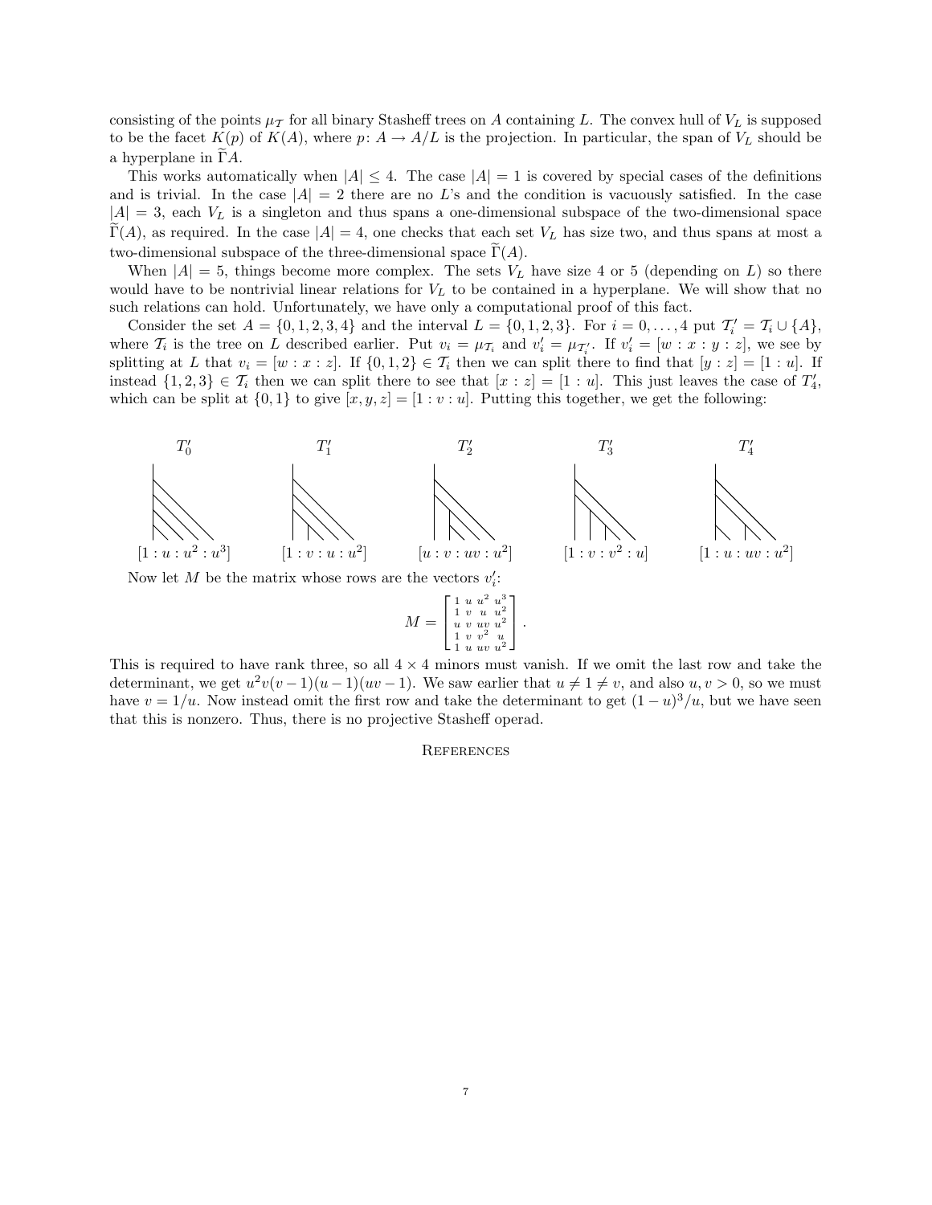consisting of the points $\mu_{\mathcal{T}}$ for all binary Stasheff trees on $A$ containing $L$. The convex hull of $V_L$ is supposed to be the facet $K(p)$ of $K(A)$, where $p\colon A \to A/L$ is the projection. In particular, the span of $V_L$ should be a hyperplane in $\widetilde{\Gamma}A$.

This works automatically when $|A| \leq 4$. The case $|A| = 1$ is covered by special cases of the definitions and is trivial. In the case $|A| = 2$ there are no $L$'s and the condition is vacuously satisfied. In the case $|A| = 3$, each $V_L$ is a singleton and thus spans a one-dimensional subspace of the two-dimensional space $\widetilde{\Gamma}(A)$, as required. In the case $|A| = 4$, one checks that each set $V_L$ has size two, and thus spans at most a two-dimensional subspace of the three-dimensional space $\widetilde{\Gamma}(A)$.

When $|A| = 5$, things become more complex. The sets $V_L$ have size 4 or 5 (depending on $L$) so there would have to be nontrivial linear relations for $V_L$ to be contained in a hyperplane. We will show that no such relations can hold. Unfortunately, we have only a computational proof of this fact.

Consider the set $A = \{0, 1, 2, 3, 4\}$ and the interval $L = \{0, 1, 2, 3\}$. For $i = 0, \ldots, 4$ put $\mathcal{T}_i' = \mathcal{T}_i \cup \{A\}$, where $\mathcal{T}_i$ is the tree on $L$ described earlier. Put $v_i = \mu_{\mathcal{T}_i}$ and $v_i' = \mu_{\mathcal{T}_i'}$. If $v_i' = [w : x : y : z]$, we see by splitting at $L$ that $v_i = [w : x : z]$. If $\{0, 1, 2\} \in \mathcal{T}_i$ then we can split there to find that $[y : z] = [1 : u]$. If instead $\{1, 2, 3\} \in \mathcal{T}_i$ then we can split there to see that $[x : z] = [1 : u]$. This just leaves the case of $T_4'$, which can be split at $\{0, 1\}$ to give $[x, y, z] = [1 : v : u]$. Putting this together, we get the following:

$T_0'$ $[1 : u : u^2 : u^3]$

$T_1'$ $[1 : v : u : u^2]$

$T_2'$ $[u : v : uv : u^2]$

$T_3'$ $[1 : v : v^2 : u]$

$T_4'$ $[1 : u : uv : u^2]$

Now let $M$ be the matrix whose rows are the vectors $v_i'$:

$$M = \begin{bmatrix} 1 & u & u^2 & u^3 \\ 1 & v & u & u^2 \\ u & v & uv & u^2 \\ 1 & v & v^2 & u \\ 1 & u & uv & u^2 \end{bmatrix}.$$

This is required to have rank three, so all $4 \times 4$ minors must vanish. If we omit the last row and take the determinant, we get $u^2 v(v-1)(u-1)(uv-1)$. We saw earlier that $u \neq 1 \neq v$, and also $u, v > 0$, so we must have $v = 1/u$. Now instead omit the first row and take the determinant to get $(1-u)^3/u$, but we have seen that this is nonzero. Thus, there is no projective Stasheff operad.

## References